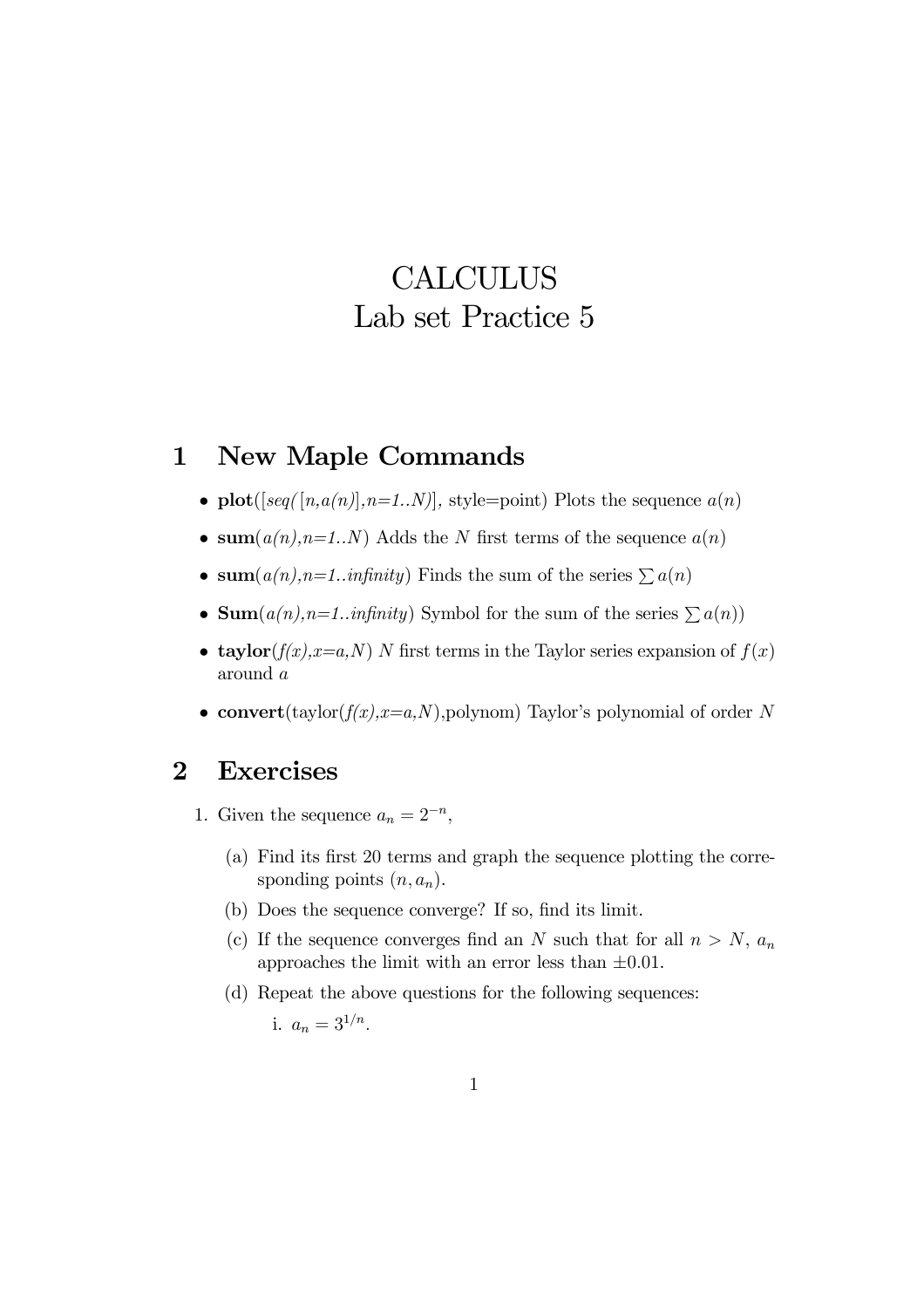# CALCULUS
# Lab set Practice 5

## 1 New Maple Commands

- **plot**([*seq([n,a(n)],n=1..N)*], style=point) Plots the sequence $a(n)$
- **sum**(*a(n),n=1..N*) Adds the $N$ first terms of the sequence $a(n)$
- **sum**(*a(n),n=1..infinity*) Finds the sum of the series $\sum a(n)$
- **Sum**(*a(n),n=1..infinity*) Symbol for the sum of the series $\sum a(n)$)
- **taylor**(*f(x),x=a,N*) $N$ first terms in the Taylor series expansion of $f(x)$ around $a$
- **convert**(taylor(*f(x),x=a,N*),polynom) Taylor's polynomial of order $N$

## 2 Exercises

1. Given the sequence $a_n = 2^{-n}$,

   (a) Find its first 20 terms and graph the sequence plotting the corresponding points $(n, a_n)$.

   (b) Does the sequence converge? If so, find its limit.

   (c) If the sequence converges find an $N$ such that for all $n > N$, $a_n$ approaches the limit with an error less than $\pm 0.01$.

   (d) Repeat the above questions for the following sequences:

      i. $a_n = 3^{1/n}$.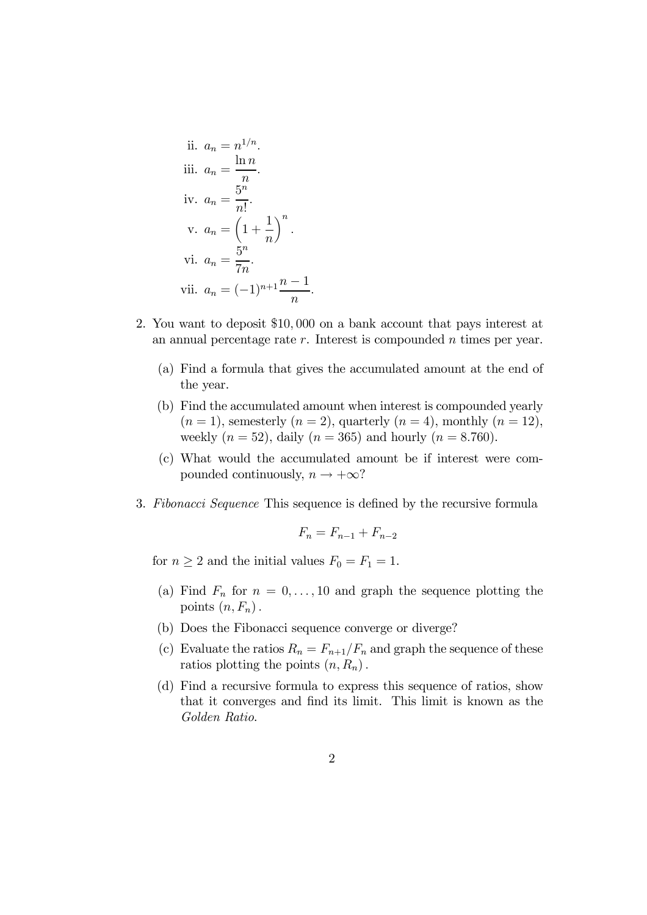ii. $a_n = n^{1/n}$.

iii. $a_n = \dfrac{\ln n}{n}$.

iv. $a_n = \dfrac{5^n}{n!}$.

v. $a_n = \left(1 + \dfrac{1}{n}\right)^n$.

vi. $a_n = \dfrac{5^n}{7n}$.

vii. $a_n = (-1)^{n+1}\dfrac{n-1}{n}$.

2. You want to deposit \$10,000 on a bank account that pays interest at an annual percentage rate $r$. Interest is compounded $n$ times per year.

   (a) Find a formula that gives the accumulated amount at the end of the year.

   (b) Find the accumulated amount when interest is compounded yearly ($n = 1$), semesterly ($n = 2$), quarterly ($n = 4$), monthly ($n = 12$), weekly ($n = 52$), daily ($n = 365$) and hourly ($n = 8.760$).

   (c) What would the accumulated amount be if interest were compounded continuously, $n \to +\infty$?

3. *Fibonacci Sequence* This sequence is defined by the recursive formula

$$F_n = F_{n-1} + F_{n-2}$$

   for $n \geq 2$ and the initial values $F_0 = F_1 = 1$.

   (a) Find $F_n$ for $n = 0, \ldots, 10$ and graph the sequence plotting the points $(n, F_n)$.

   (b) Does the Fibonacci sequence converge or diverge?

   (c) Evaluate the ratios $R_n = F_{n+1}/F_n$ and graph the sequence of these ratios plotting the points $(n, R_n)$.

   (d) Find a recursive formula to express this sequence of ratios, show that it converges and find its limit. This limit is known as the *Golden Ratio*.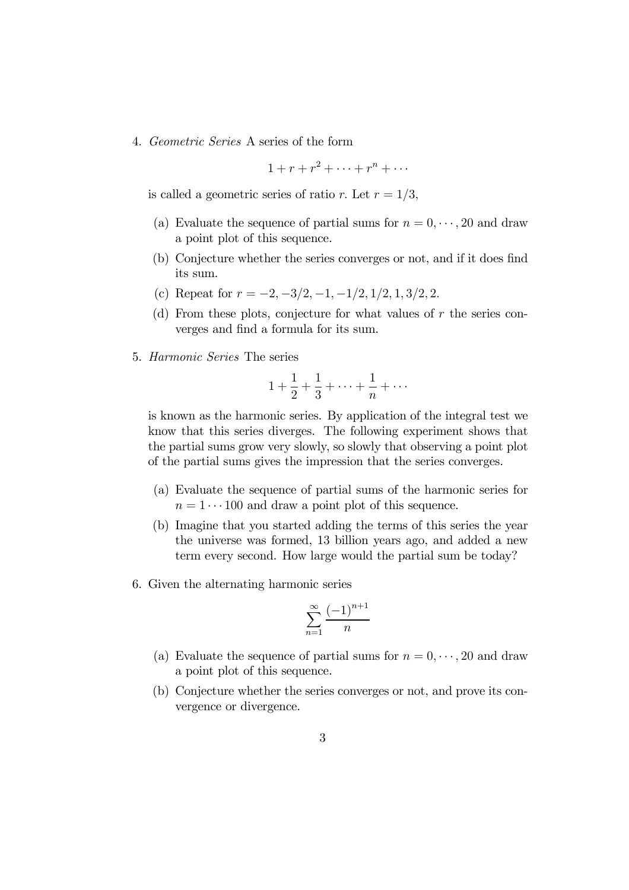4. *Geometric Series* A series of the form

$$1 + r + r^2 + \cdots + r^n + \cdots$$

is called a geometric series of ratio $r$. Let $r = 1/3$,

   (a) Evaluate the sequence of partial sums for $n = 0, \cdots, 20$ and draw a point plot of this sequence.

   (b) Conjecture whether the series converges or not, and if it does find its sum.

   (c) Repeat for $r = -2, -3/2, -1, -1/2, 1/2, 1, 3/2, 2$.

   (d) From these plots, conjecture for what values of $r$ the series converges and find a formula for its sum.

5. *Harmonic Series* The series

$$1 + \frac{1}{2} + \frac{1}{3} + \cdots + \frac{1}{n} + \cdots$$

is known as the harmonic series. By application of the integral test we know that this series diverges. The following experiment shows that the partial sums grow very slowly, so slowly that observing a point plot of the partial sums gives the impression that the series converges.

   (a) Evaluate the sequence of partial sums of the harmonic series for $n = 1 \cdots 100$ and draw a point plot of this sequence.

   (b) Imagine that you started adding the terms of this series the year the universe was formed, 13 billion years ago, and added a new term every second. How large would the partial sum be today?

6. Given the alternating harmonic series

$$\sum_{n=1}^{\infty} \frac{(-1)^{n+1}}{n}$$

   (a) Evaluate the sequence of partial sums for $n = 0, \cdots, 20$ and draw a point plot of this sequence.

   (b) Conjecture whether the series converges or not, and prove its convergence or divergence.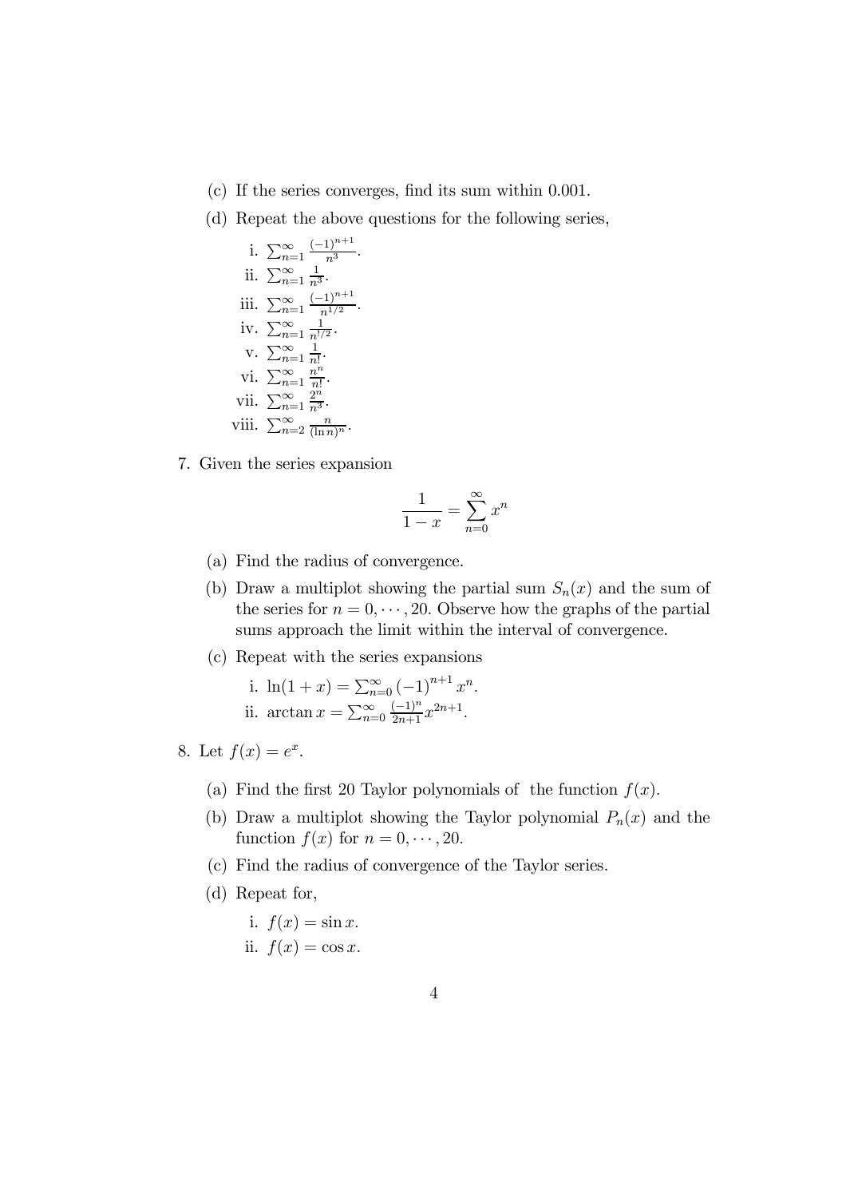(c) If the series converges, find its sum within 0.001.

(d) Repeat the above questions for the following series,

   i. $\sum_{n=1}^{\infty} \frac{(-1)^{n+1}}{n^3}$.

   ii. $\sum_{n=1}^{\infty} \frac{1}{n^3}$.

   iii. $\sum_{n=1}^{\infty} \frac{(-1)^{n+1}}{n^{1/2}}$.

   iv. $\sum_{n=1}^{\infty} \frac{1}{n^{1/2}}$.

   v. $\sum_{n=1}^{\infty} \frac{1}{n!}$.

   vi. $\sum_{n=1}^{\infty} \frac{n^n}{n!}$.

   vii. $\sum_{n=1}^{\infty} \frac{2^n}{n^3}$.

   viii. $\sum_{n=2}^{\infty} \frac{n}{(\ln n)^n}$.

7. Given the series expansion

$$\frac{1}{1-x} = \sum_{n=0}^{\infty} x^n$$

   (a) Find the radius of convergence.

   (b) Draw a multiplot showing the partial sum $S_n(x)$ and the sum of the series for $n = 0, \cdots, 20$. Observe how the graphs of the partial sums approach the limit within the interval of convergence.

   (c) Repeat with the series expansions

      i. $\ln(1+x) = \sum_{n=0}^{\infty} (-1)^{n+1} x^n$.

      ii. $\arctan x = \sum_{n=0}^{\infty} \frac{(-1)^n}{2n+1} x^{2n+1}$.

8. Let $f(x) = e^x$.

   (a) Find the first 20 Taylor polynomials of the function $f(x)$.

   (b) Draw a multiplot showing the Taylor polynomial $P_n(x)$ and the function $f(x)$ for $n = 0, \cdots, 20$.

   (c) Find the radius of convergence of the Taylor series.

   (d) Repeat for,

      i. $f(x) = \sin x$.

      ii. $f(x) = \cos x$.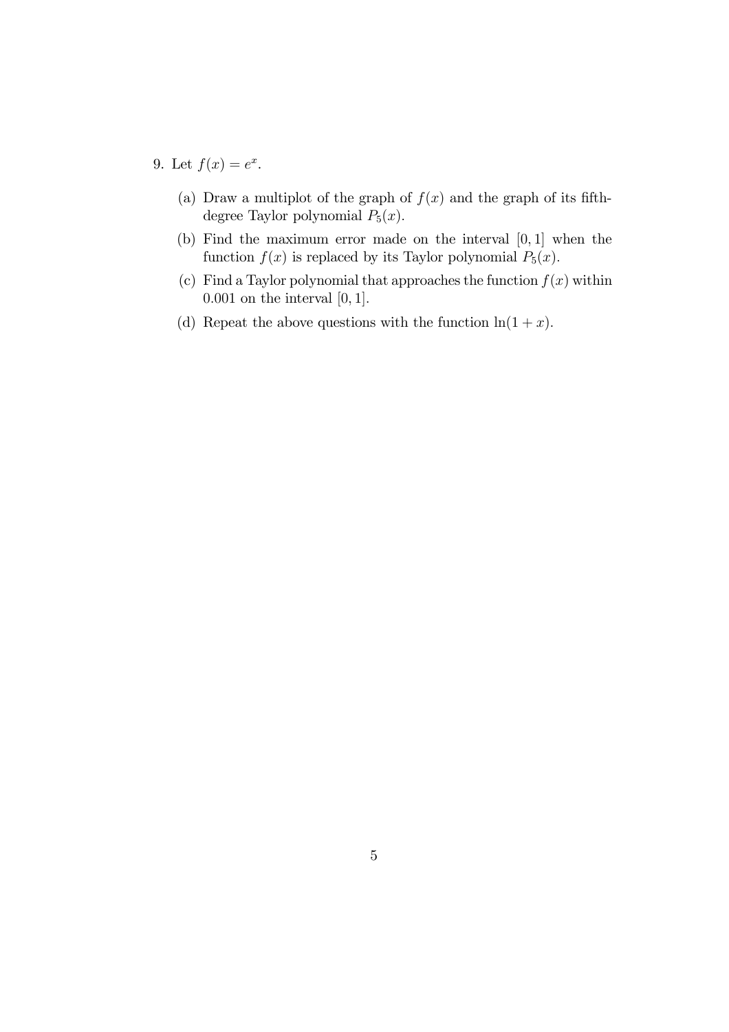9. Let $f(x) = e^x$.

   (a) Draw a multiplot of the graph of $f(x)$ and the graph of its fifth-degree Taylor polynomial $P_5(x)$.

   (b) Find the maximum error made on the interval $[0, 1]$ when the function $f(x)$ is replaced by its Taylor polynomial $P_5(x)$.

   (c) Find a Taylor polynomial that approaches the function $f(x)$ within 0.001 on the interval $[0, 1]$.

   (d) Repeat the above questions with the function $\ln(1 + x)$.